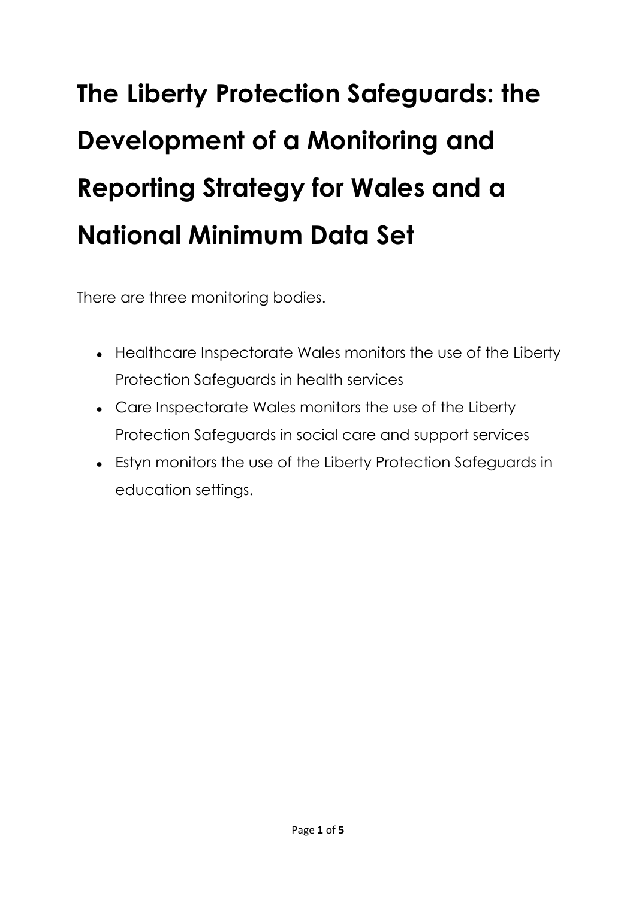# The Liberty Protection Safeguards: the Development of a Monitoring and Reporting Strategy for Wales and a National Minimum Data Set

There are three monitoring bodies.

- Healthcare Inspectorate Wales monitors the use of the Liberty Protection Safeguards in health services
- Care Inspectorate Wales monitors the use of the Liberty Protection Safeguards in social care and support services
- Estyn monitors the use of the Liberty Protection Safeguards in education settings.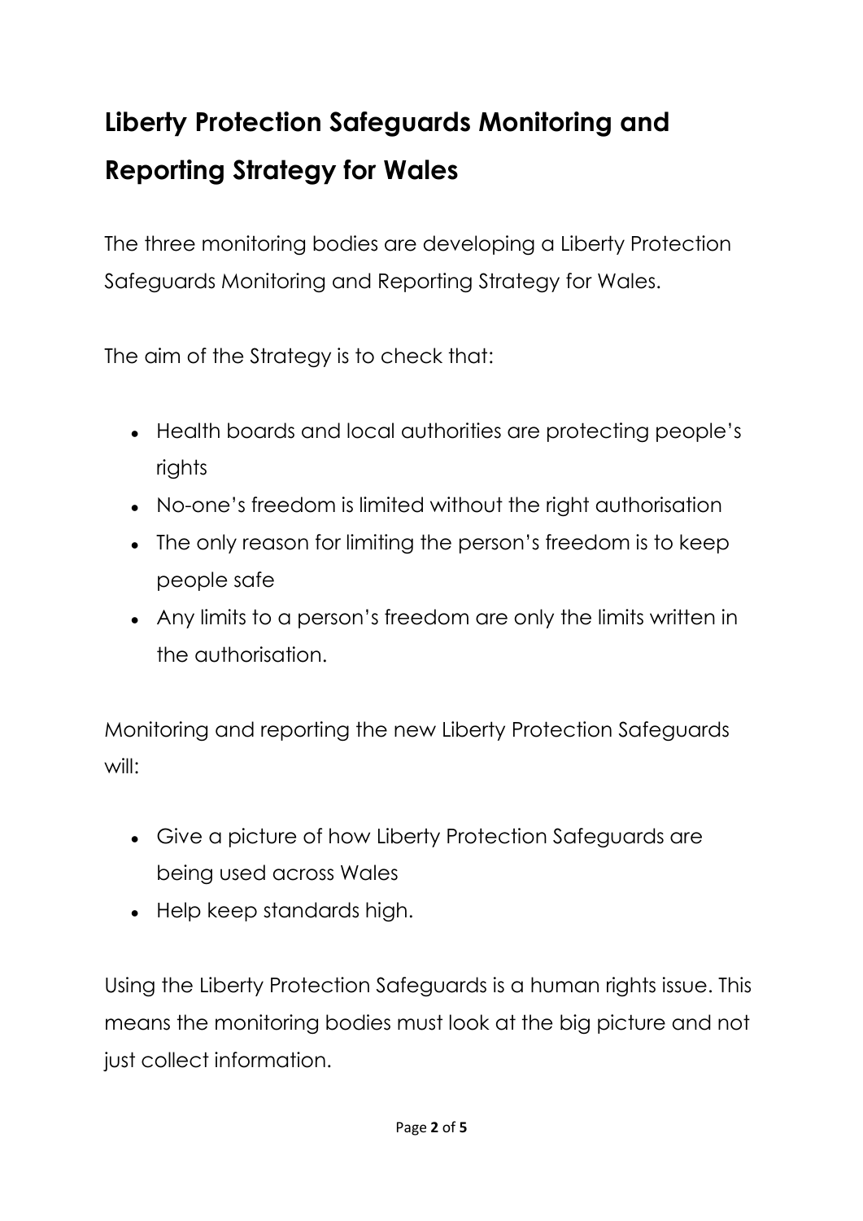# Liberty Protection Safeguards Monitoring and Reporting Strategy for Wales

The three monitoring bodies are developing a Liberty Protection Safeguards Monitoring and Reporting Strategy for Wales.

The aim of the Strategy is to check that:

- Health boards and local authorities are protecting people's rights
- No-one's freedom is limited without the right authorisation
- The only reason for limiting the person's freedom is to keep people safe
- Any limits to a person's freedom are only the limits written in the authorisation.

Monitoring and reporting the new Liberty Protection Safeguards will:

- Give a picture of how Liberty Protection Safeguards are being used across Wales
- Help keep standards high.

Using the Liberty Protection Safeguards is a human rights issue. This means the monitoring bodies must look at the big picture and not just collect information.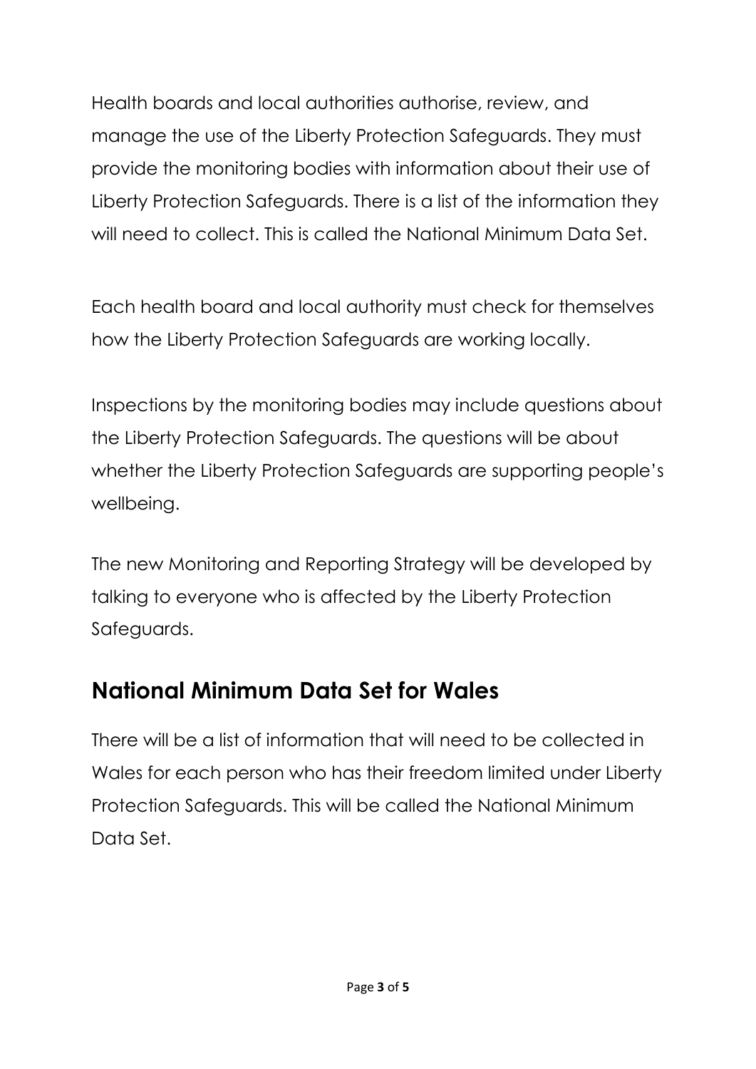Health boards and local authorities authorise, review, and manage the use of the Liberty Protection Safeguards. They must provide the monitoring bodies with information about their use of Liberty Protection Safeguards. There is a list of the information they will need to collect. This is called the National Minimum Data Set.

Each health board and local authority must check for themselves how the Liberty Protection Safeguards are working locally.

Inspections by the monitoring bodies may include questions about the Liberty Protection Safeguards. The questions will be about whether the Liberty Protection Safeguards are supporting people's wellbeing.

The new Monitoring and Reporting Strategy will be developed by talking to everyone who is affected by the Liberty Protection Safeguards.

## National Minimum Data Set for Wales

There will be a list of information that will need to be collected in Wales for each person who has their freedom limited under Liberty Protection Safeguards. This will be called the National Minimum Data Set.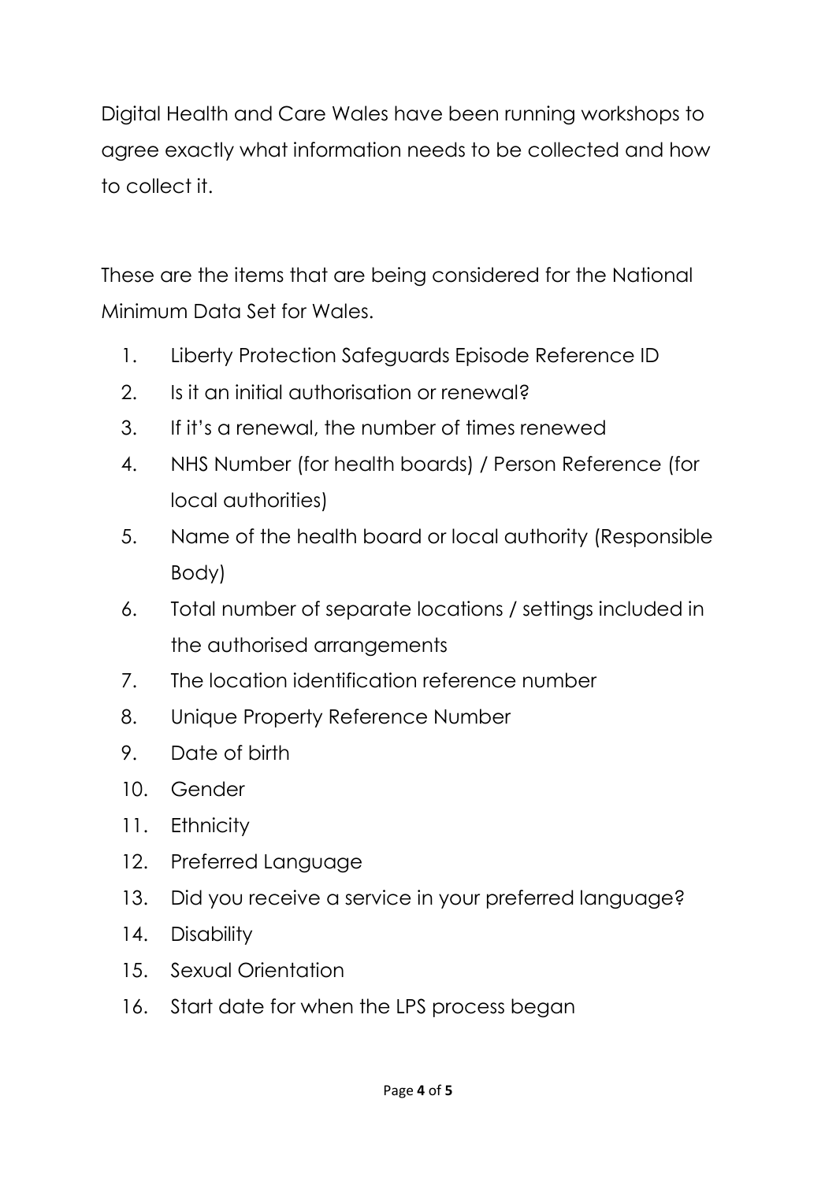Digital Health and Care Wales have been running workshops to agree exactly what information needs to be collected and how to collect it.

These are the items that are being considered for the National Minimum Data Set for Wales.

1. Liberty Protection Safeguards Episode Reference ID
2. Is it an initial authorisation or renewal?
3. If it's a renewal, the number of times renewed
4. NHS Number (for health boards) / Person Reference (for local authorities)
5. Name of the health board or local authority (Responsible Body)
6. Total number of separate locations / settings included in the authorised arrangements
7. The location identification reference number
8. Unique Property Reference Number
9. Date of birth
10. Gender
11. Ethnicity
12. Preferred Language
13. Did you receive a service in your preferred language?
14. Disability
15. Sexual Orientation
16. Start date for when the LPS process began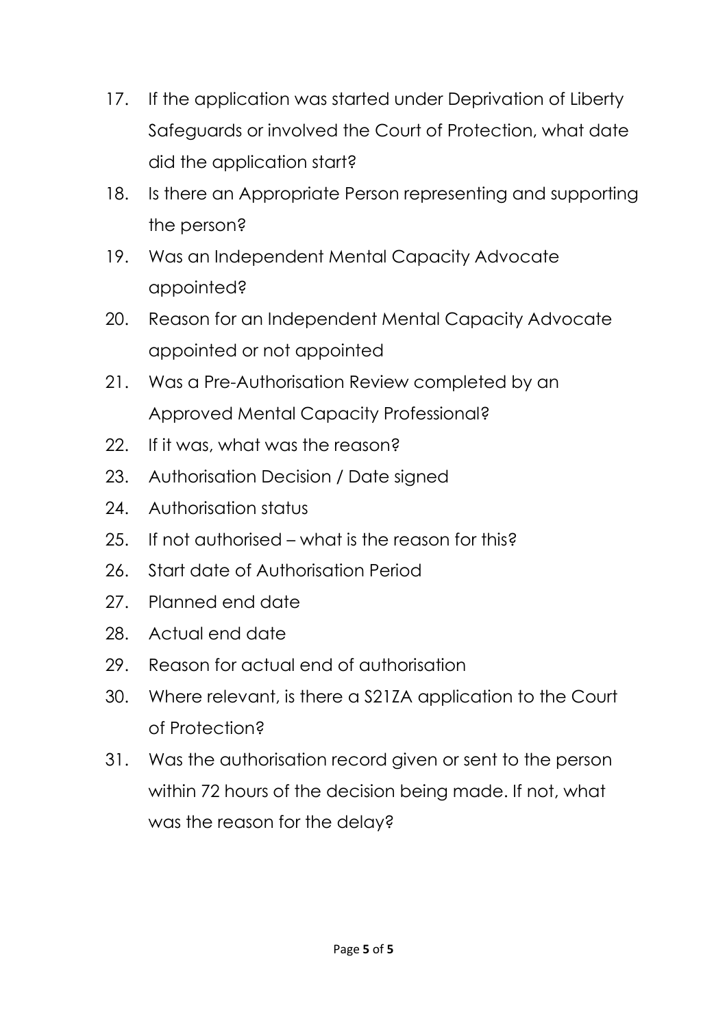17. If the application was started under Deprivation of Liberty Safeguards or involved the Court of Protection, what date did the application start?
18. Is there an Appropriate Person representing and supporting the person?
19. Was an Independent Mental Capacity Advocate appointed?
20. Reason for an Independent Mental Capacity Advocate appointed or not appointed
21. Was a Pre-Authorisation Review completed by an Approved Mental Capacity Professional?
22. If it was, what was the reason?
23. Authorisation Decision / Date signed
24. Authorisation status
25. If not authorised – what is the reason for this?
26. Start date of Authorisation Period
27. Planned end date
28. Actual end date
29. Reason for actual end of authorisation
30. Where relevant, is there a S21ZA application to the Court of Protection?
31. Was the authorisation record given or sent to the person within 72 hours of the decision being made. If not, what was the reason for the delay?